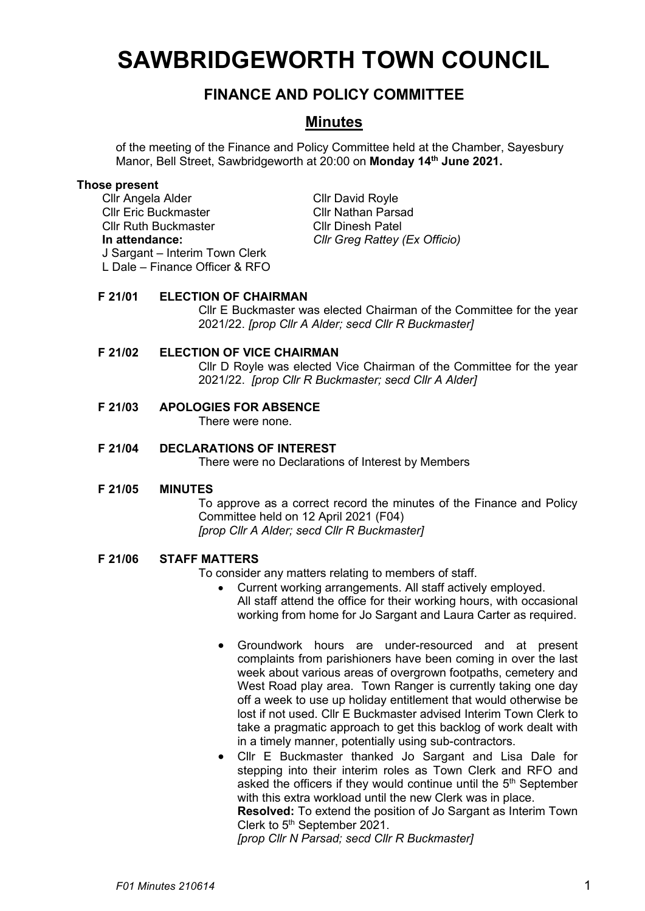# SAWBRIDGEWORTH TOWN COUNCIL

## FINANCE AND POLICY COMMITTEE

## Minutes

of the meeting of the Finance and Policy Committee held at the Chamber, Sayesbury Manor, Bell Street, Sawbridgeworth at 20:00 on **Monday 14th June 2021.**

**Those present**

Cllr Angela Alder
Cllr Eric Buckmaster
Cllr Ruth Buckmaster
Cllr David Royle
Cllr Nathan Parsad
Cllr Dinesh Patel

**In attendance:**
*Cllr Greg Rattey (Ex Officio)*
J Sargant – Interim Town Clerk
L Dale – Finance Officer & RFO

**F 21/01 ELECTION OF CHAIRMAN**

Cllr E Buckmaster was elected Chairman of the Committee for the year 2021/22. *[prop Cllr A Alder; secd Cllr R Buckmaster]*

**F 21/02 ELECTION OF VICE CHAIRMAN**

Cllr D Royle was elected Vice Chairman of the Committee for the year 2021/22. *[prop Cllr R Buckmaster; secd Cllr A Alder]*

**F 21/03 APOLOGIES FOR ABSENCE**

There were none.

**F 21/04 DECLARATIONS OF INTEREST**

There were no Declarations of Interest by Members

**F 21/05 MINUTES**

To approve as a correct record the minutes of the Finance and Policy Committee held on 12 April 2021 (F04)
*[prop Cllr A Alder; secd Cllr R Buckmaster]*

**F 21/06 STAFF MATTERS**

To consider any matters relating to members of staff.

- Current working arrangements. All staff actively employed.
  All staff attend the office for their working hours, with occasional working from home for Jo Sargant and Laura Carter as required.

- Groundwork hours are under-resourced and at present complaints from parishioners have been coming in over the last week about various areas of overgrown footpaths, cemetery and West Road play area. Town Ranger is currently taking one day off a week to use up holiday entitlement that would otherwise be lost if not used. Cllr E Buckmaster advised Interim Town Clerk to take a pragmatic approach to get this backlog of work dealt with in a timely manner, potentially using sub-contractors.
- Cllr E Buckmaster thanked Jo Sargant and Lisa Dale for stepping into their interim roles as Town Clerk and RFO and asked the officers if they would continue until the 5th September with this extra workload until the new Clerk was in place.
  **Resolved:** To extend the position of Jo Sargant as Interim Town Clerk to 5th September 2021.
  *[prop Cllr N Parsad; secd Cllr R Buckmaster]*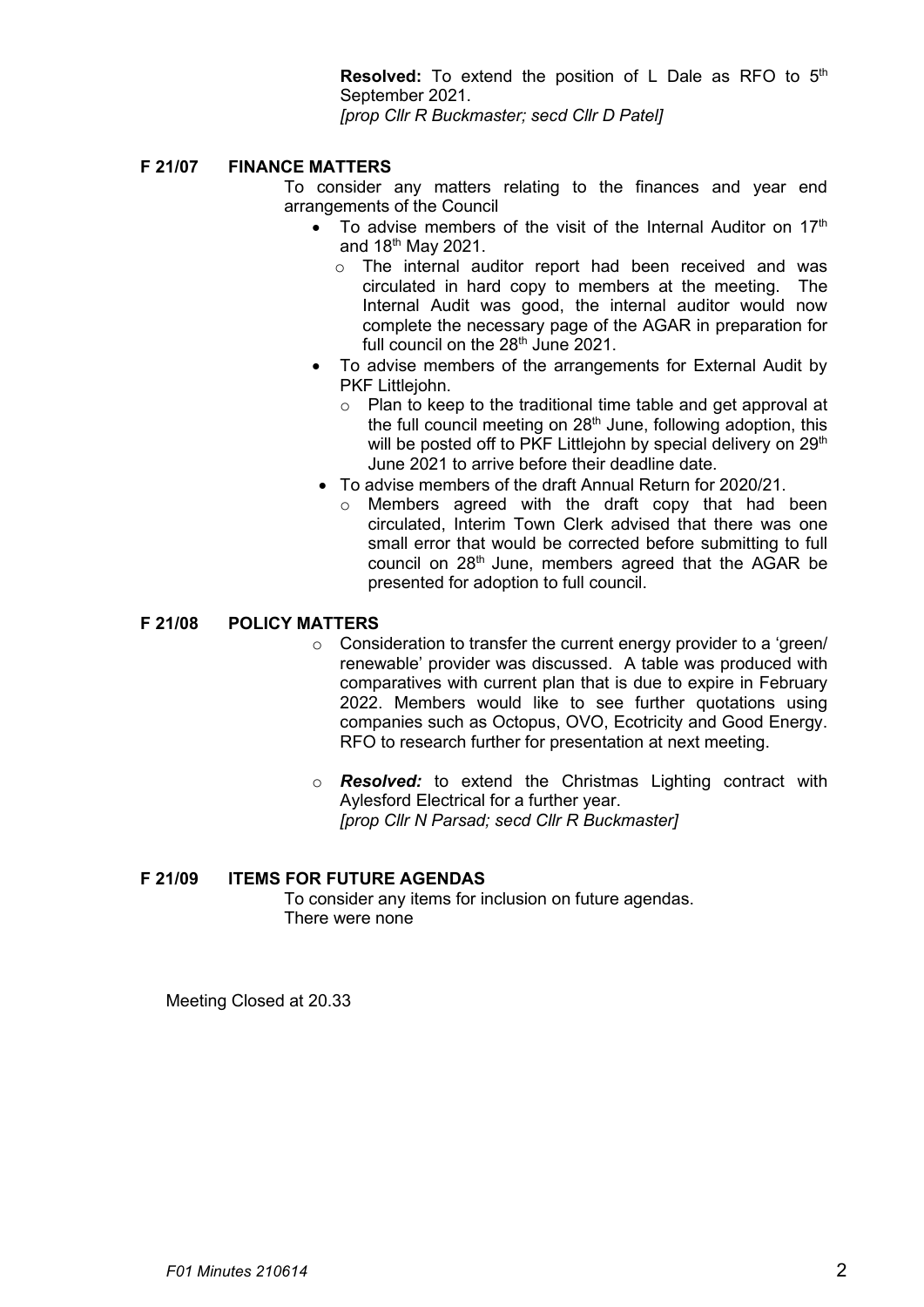**Resolved:** To extend the position of L Dale as RFO to 5th September 2021.
*[prop Cllr R Buckmaster; secd Cllr D Patel]*

**F 21/07 FINANCE MATTERS**

To consider any matters relating to the finances and year end arrangements of the Council

- To advise members of the visit of the Internal Auditor on 17th and 18th May 2021.
  - The internal auditor report had been received and was circulated in hard copy to members at the meeting. The Internal Audit was good, the internal auditor would now complete the necessary page of the AGAR in preparation for full council on the 28th June 2021.
- To advise members of the arrangements for External Audit by PKF Littlejohn.
  - Plan to keep to the traditional time table and get approval at the full council meeting on 28th June, following adoption, this will be posted off to PKF Littlejohn by special delivery on 29th June 2021 to arrive before their deadline date.
- To advise members of the draft Annual Return for 2020/21.
  - Members agreed with the draft copy that had been circulated, Interim Town Clerk advised that there was one small error that would be corrected before submitting to full council on 28th June, members agreed that the AGAR be presented for adoption to full council.

**F 21/08 POLICY MATTERS**

- Consideration to transfer the current energy provider to a 'green/ renewable' provider was discussed. A table was produced with comparatives with current plan that is due to expire in February 2022. Members would like to see further quotations using companies such as Octopus, OVO, Ecotricity and Good Energy. RFO to research further for presentation at next meeting.

- ***Resolved:*** to extend the Christmas Lighting contract with Aylesford Electrical for a further year.
  *[prop Cllr N Parsad; secd Cllr R Buckmaster]*

**F 21/09 ITEMS FOR FUTURE AGENDAS**

To consider any items for inclusion on future agendas.
There were none

Meeting Closed at 20.33